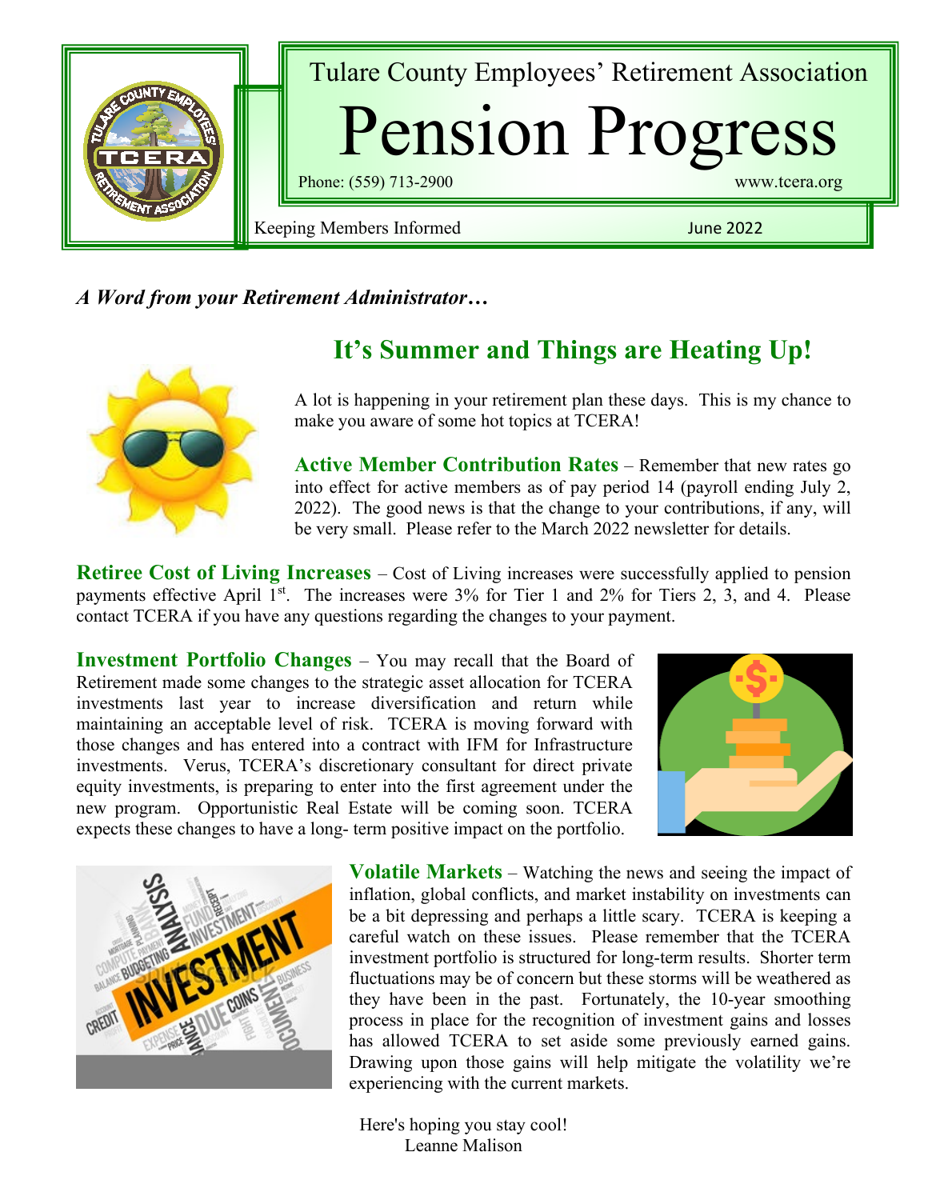# Tulare County Employees' Retirement Association

# Pension Progress

Phone: (559) 713-2900 www.tcera.org

Keeping Members Informed June 2022

*A Word from your Retirement Administrator…*

## It's Summer and Things are Heating Up!

A lot is happening in your retirement plan these days. This is my chance to make you aware of some hot topics at TCERA!

**Active Member Contribution Rates** – Remember that new rates go into effect for active members as of pay period 14 (payroll ending July 2, 2022). The good news is that the change to your contributions, if any, will be very small. Please refer to the March 2022 newsletter for details.

**Retiree Cost of Living Increases** – Cost of Living increases were successfully applied to pension payments effective April 1st. The increases were 3% for Tier 1 and 2% for Tiers 2, 3, and 4. Please contact TCERA if you have any questions regarding the changes to your payment.

**Investment Portfolio Changes** – You may recall that the Board of Retirement made some changes to the strategic asset allocation for TCERA investments last year to increase diversification and return while maintaining an acceptable level of risk. TCERA is moving forward with those changes and has entered into a contract with IFM for Infrastructure investments. Verus, TCERA's discretionary consultant for direct private equity investments, is preparing to enter into the first agreement under the new program. Opportunistic Real Estate will be coming soon. TCERA expects these changes to have a long- term positive impact on the portfolio.

**Volatile Markets** – Watching the news and seeing the impact of inflation, global conflicts, and market instability on investments can be a bit depressing and perhaps a little scary. TCERA is keeping a careful watch on these issues. Please remember that the TCERA investment portfolio is structured for long-term results. Shorter term fluctuations may be of concern but these storms will be weathered as they have been in the past. Fortunately, the 10-year smoothing process in place for the recognition of investment gains and losses has allowed TCERA to set aside some previously earned gains. Drawing upon those gains will help mitigate the volatility we're experiencing with the current markets.

Here's hoping you stay cool!
Leanne Malison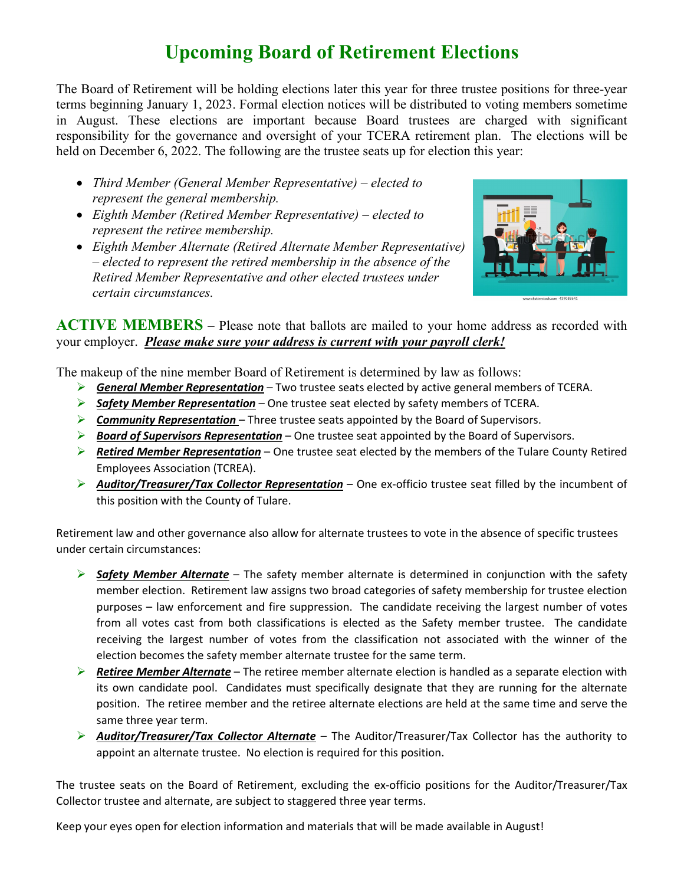# Upcoming Board of Retirement Elections

The Board of Retirement will be holding elections later this year for three trustee positions for three-year terms beginning January 1, 2023. Formal election notices will be distributed to voting members sometime in August. These elections are important because Board trustees are charged with significant responsibility for the governance and oversight of your TCERA retirement plan. The elections will be held on December 6, 2022. The following are the trustee seats up for election this year:

- *Third Member (General Member Representative) – elected to represent the general membership.*
- *Eighth Member (Retired Member Representative) – elected to represent the retiree membership.*
- *Eighth Member Alternate (Retired Alternate Member Representative) – elected to represent the retired membership in the absence of the Retired Member Representative and other elected trustees under certain circumstances.*

**ACTIVE MEMBERS** – Please note that ballots are mailed to your home address as recorded with your employer. ***Please make sure your address is current with your payroll clerk!***

The makeup of the nine member Board of Retirement is determined by law as follows:

- ***General Member Representation*** – Two trustee seats elected by active general members of TCERA.
- ***Safety Member Representation*** – One trustee seat elected by safety members of TCERA.
- ***Community Representation*** – Three trustee seats appointed by the Board of Supervisors.
- ***Board of Supervisors Representation*** – One trustee seat appointed by the Board of Supervisors.
- ***Retired Member Representation*** – One trustee seat elected by the members of the Tulare County Retired Employees Association (TCREA).
- ***Auditor/Treasurer/Tax Collector Representation*** – One ex-officio trustee seat filled by the incumbent of this position with the County of Tulare.

Retirement law and other governance also allow for alternate trustees to vote in the absence of specific trustees under certain circumstances:

- ***Safety Member Alternate*** – The safety member alternate is determined in conjunction with the safety member election. Retirement law assigns two broad categories of safety membership for trustee election purposes – law enforcement and fire suppression. The candidate receiving the largest number of votes from all votes cast from both classifications is elected as the Safety member trustee. The candidate receiving the largest number of votes from the classification not associated with the winner of the election becomes the safety member alternate trustee for the same term.
- ***Retiree Member Alternate*** – The retiree member alternate election is handled as a separate election with its own candidate pool. Candidates must specifically designate that they are running for the alternate position. The retiree member and the retiree alternate elections are held at the same time and serve the same three year term.
- ***Auditor/Treasurer/Tax Collector Alternate*** – The Auditor/Treasurer/Tax Collector has the authority to appoint an alternate trustee. No election is required for this position.

The trustee seats on the Board of Retirement, excluding the ex-officio positions for the Auditor/Treasurer/Tax Collector trustee and alternate, are subject to staggered three year terms.

Keep your eyes open for election information and materials that will be made available in August!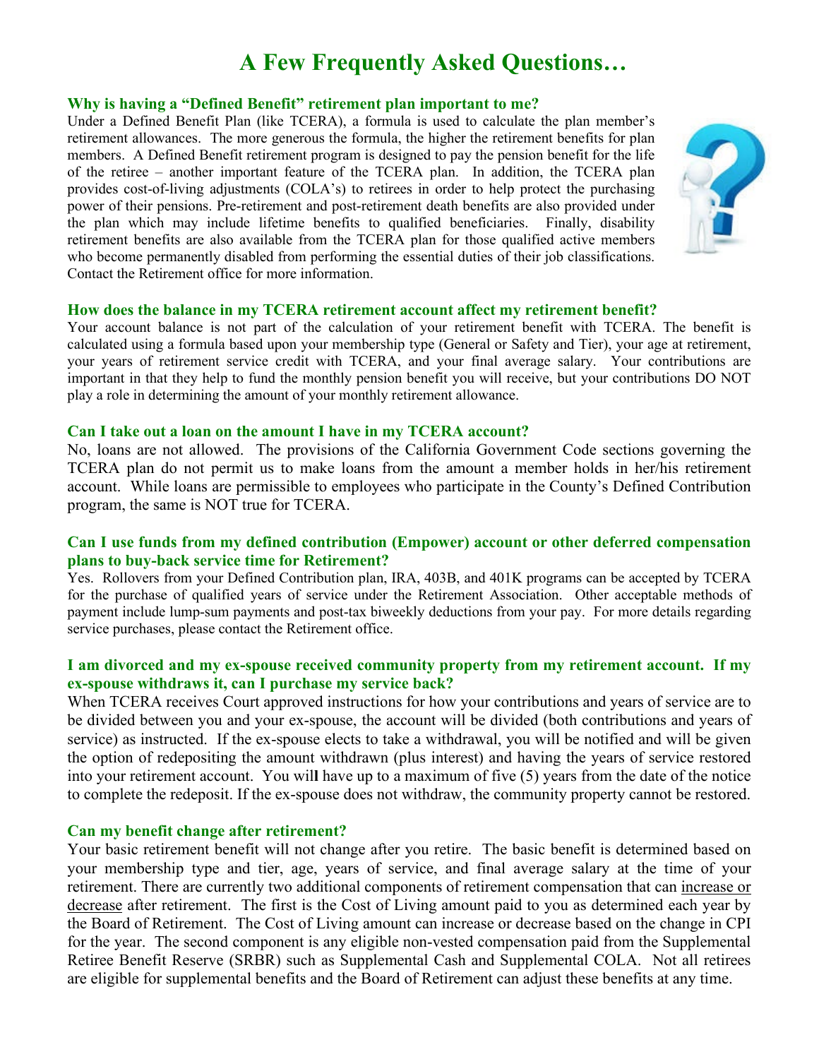# A Few Frequently Asked Questions…

### Why is having a "Defined Benefit" retirement plan important to me?

Under a Defined Benefit Plan (like TCERA), a formula is used to calculate the plan member's retirement allowances. The more generous the formula, the higher the retirement benefits for plan members. A Defined Benefit retirement program is designed to pay the pension benefit for the life of the retiree – another important feature of the TCERA plan. In addition, the TCERA plan provides cost-of-living adjustments (COLA's) to retirees in order to help protect the purchasing power of their pensions. Pre-retirement and post-retirement death benefits are also provided under the plan which may include lifetime benefits to qualified beneficiaries. Finally, disability retirement benefits are also available from the TCERA plan for those qualified active members who become permanently disabled from performing the essential duties of their job classifications. Contact the Retirement office for more information.

### How does the balance in my TCERA retirement account affect my retirement benefit?

Your account balance is not part of the calculation of your retirement benefit with TCERA. The benefit is calculated using a formula based upon your membership type (General or Safety and Tier), your age at retirement, your years of retirement service credit with TCERA, and your final average salary. Your contributions are important in that they help to fund the monthly pension benefit you will receive, but your contributions DO NOT play a role in determining the amount of your monthly retirement allowance.

### Can I take out a loan on the amount I have in my TCERA account?

No, loans are not allowed. The provisions of the California Government Code sections governing the TCERA plan do not permit us to make loans from the amount a member holds in her/his retirement account. While loans are permissible to employees who participate in the County's Defined Contribution program, the same is NOT true for TCERA.

### Can I use funds from my defined contribution (Empower) account or other deferred compensation plans to buy-back service time for Retirement?

Yes. Rollovers from your Defined Contribution plan, IRA, 403B, and 401K programs can be accepted by TCERA for the purchase of qualified years of service under the Retirement Association. Other acceptable methods of payment include lump-sum payments and post-tax biweekly deductions from your pay. For more details regarding service purchases, please contact the Retirement office.

### I am divorced and my ex-spouse received community property from my retirement account. If my ex-spouse withdraws it, can I purchase my service back?

When TCERA receives Court approved instructions for how your contributions and years of service are to be divided between you and your ex-spouse, the account will be divided (both contributions and years of service) as instructed. If the ex-spouse elects to take a withdrawal, you will be notified and will be given the option of redepositing the amount withdrawn (plus interest) and having the years of service restored into your retirement account. You will have up to a maximum of five (5) years from the date of the notice to complete the redeposit. If the ex-spouse does not withdraw, the community property cannot be restored.

### Can my benefit change after retirement?

Your basic retirement benefit will not change after you retire. The basic benefit is determined based on your membership type and tier, age, years of service, and final average salary at the time of your retirement. There are currently two additional components of retirement compensation that can increase or decrease after retirement. The first is the Cost of Living amount paid to you as determined each year by the Board of Retirement. The Cost of Living amount can increase or decrease based on the change in CPI for the year. The second component is any eligible non-vested compensation paid from the Supplemental Retiree Benefit Reserve (SRBR) such as Supplemental Cash and Supplemental COLA. Not all retirees are eligible for supplemental benefits and the Board of Retirement can adjust these benefits at any time.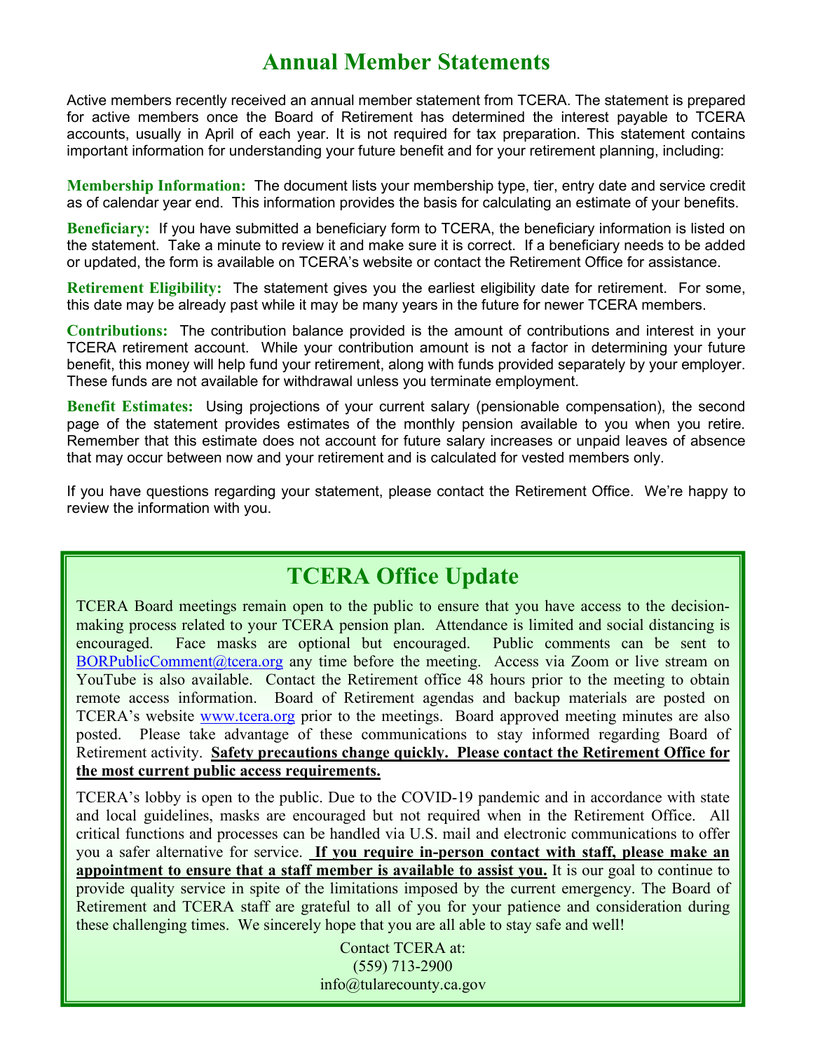# Annual Member Statements

Active members recently received an annual member statement from TCERA. The statement is prepared for active members once the Board of Retirement has determined the interest payable to TCERA accounts, usually in April of each year. It is not required for tax preparation. This statement contains important information for understanding your future benefit and for your retirement planning, including:

**Membership Information:** The document lists your membership type, tier, entry date and service credit as of calendar year end. This information provides the basis for calculating an estimate of your benefits.

**Beneficiary:** If you have submitted a beneficiary form to TCERA, the beneficiary information is listed on the statement. Take a minute to review it and make sure it is correct. If a beneficiary needs to be added or updated, the form is available on TCERA's website or contact the Retirement Office for assistance.

**Retirement Eligibility:** The statement gives you the earliest eligibility date for retirement. For some, this date may be already past while it may be many years in the future for newer TCERA members.

**Contributions:** The contribution balance provided is the amount of contributions and interest in your TCERA retirement account. While your contribution amount is not a factor in determining your future benefit, this money will help fund your retirement, along with funds provided separately by your employer. These funds are not available for withdrawal unless you terminate employment.

**Benefit Estimates:** Using projections of your current salary (pensionable compensation), the second page of the statement provides estimates of the monthly pension available to you when you retire. Remember that this estimate does not account for future salary increases or unpaid leaves of absence that may occur between now and your retirement and is calculated for vested members only.

If you have questions regarding your statement, please contact the Retirement Office. We're happy to review the information with you.

## TCERA Office Update

TCERA Board meetings remain open to the public to ensure that you have access to the decision-making process related to your TCERA pension plan. Attendance is limited and social distancing is encouraged. Face masks are optional but encouraged. Public comments can be sent to BORPublicComment@tcera.org any time before the meeting. Access via Zoom or live stream on YouTube is also available. Contact the Retirement office 48 hours prior to the meeting to obtain remote access information. Board of Retirement agendas and backup materials are posted on TCERA's website www.tcera.org prior to the meetings. Board approved meeting minutes are also posted. Please take advantage of these communications to stay informed regarding Board of Retirement activity. **Safety precautions change quickly. Please contact the Retirement Office for the most current public access requirements.**

TCERA's lobby is open to the public. Due to the COVID-19 pandemic and in accordance with state and local guidelines, masks are encouraged but not required when in the Retirement Office. All critical functions and processes can be handled via U.S. mail and electronic communications to offer you a safer alternative for service. **If you require in-person contact with staff, please make an appointment to ensure that a staff member is available to assist you.** It is our goal to continue to provide quality service in spite of the limitations imposed by the current emergency. The Board of Retirement and TCERA staff are grateful to all of you for your patience and consideration during these challenging times. We sincerely hope that you are all able to stay safe and well!

Contact TCERA at:
(559) 713-2900
info@tularecounty.ca.gov